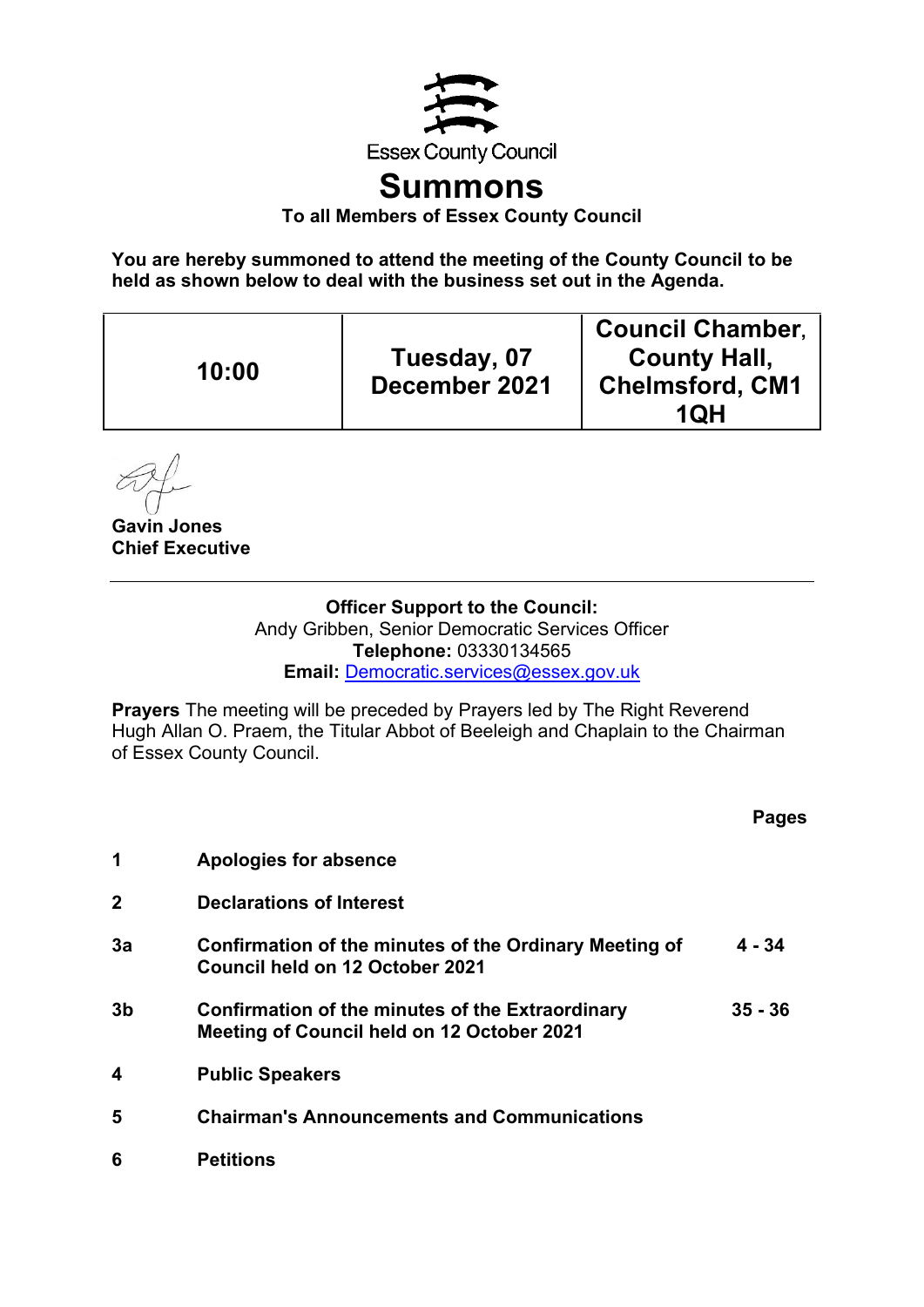Essex County Council

# Summons

**To all Members of Essex County Council**

**You are hereby summoned to attend the meeting of the County Council to be held as shown below to deal with the business set out in the Agenda.**

| 10:00 | Tuesday, 07 December 2021 | Council Chamber, County Hall, Chelmsford, CM1 1QH |
|---|---|---|

**Gavin Jones**
**Chief Executive**

---

**Officer Support to the Council:**
Andy Gribben, Senior Democratic Services Officer
**Telephone:** 03330134565
**Email:** Democratic.services@essex.gov.uk

**Prayers** The meeting will be preceded by Prayers led by The Right Reverend Hugh Allan O. Praem, the Titular Abbot of Beeleigh and Chaplain to the Chairman of Essex County Council.

| | | Pages |
|---|---|---|
| **1** | **Apologies for absence** | |
| **2** | **Declarations of Interest** | |
| **3a** | **Confirmation of the minutes of the Ordinary Meeting of Council held on 12 October 2021** | 4 - 34 |
| **3b** | **Confirmation of the minutes of the Extraordinary Meeting of Council held on 12 October 2021** | 35 - 36 |
| **4** | **Public Speakers** | |
| **5** | **Chairman's Announcements and Communications** | |
| **6** | **Petitions** | |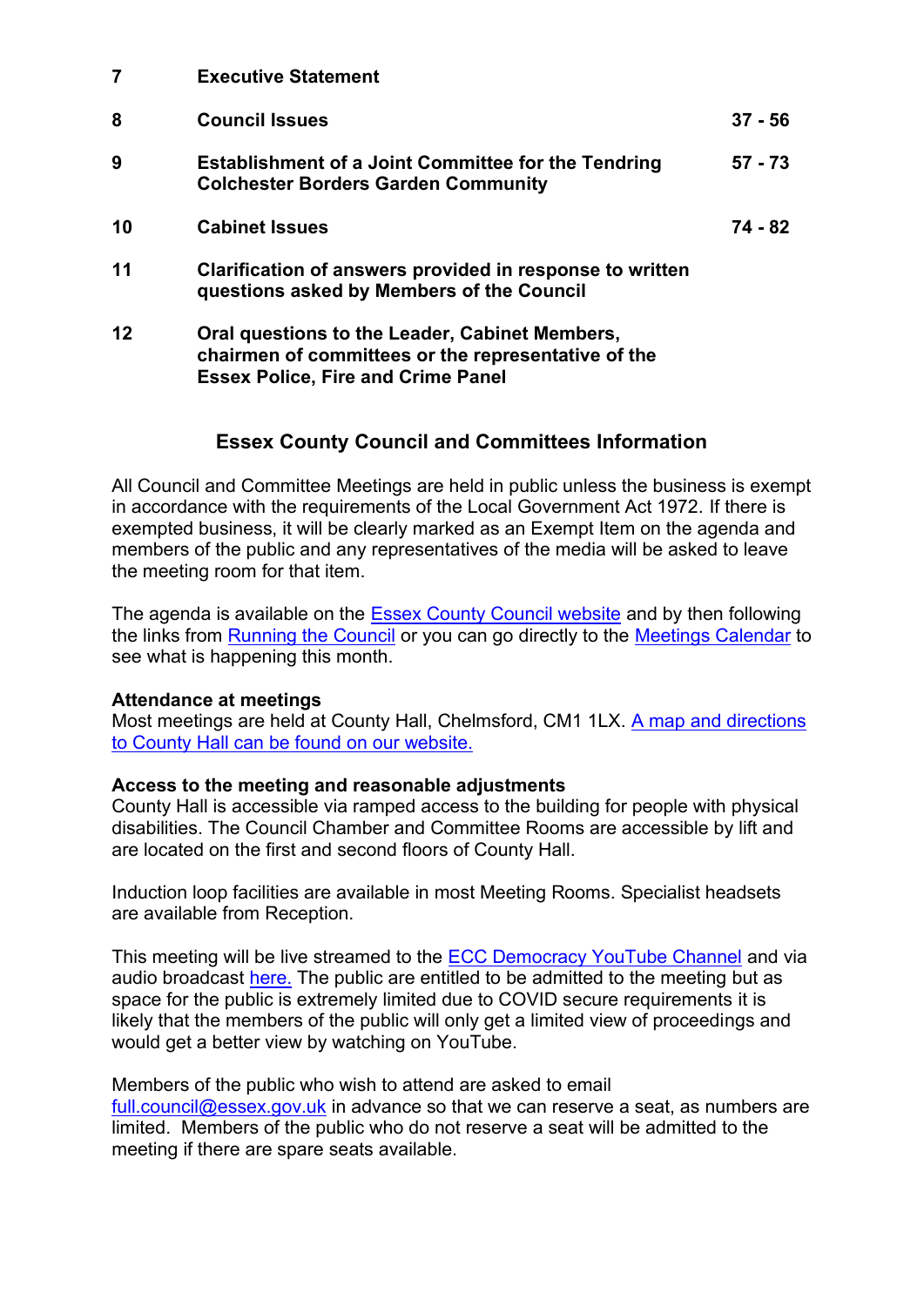| | | |
|---|---|---|
| **7** | **Executive Statement** | |
| **8** | **Council Issues** | **37 - 56** |
| **9** | **Establishment of a Joint Committee for the Tendring Colchester Borders Garden Community** | **57 - 73** |
| **10** | **Cabinet Issues** | **74 - 82** |
| **11** | **Clarification of answers provided in response to written questions asked by Members of the Council** | |
| **12** | **Oral questions to the Leader, Cabinet Members, chairmen of committees or the representative of the Essex Police, Fire and Crime Panel** | |

## Essex County Council and Committees Information

All Council and Committee Meetings are held in public unless the business is exempt in accordance with the requirements of the Local Government Act 1972. If there is exempted business, it will be clearly marked as an Exempt Item on the agenda and members of the public and any representatives of the media will be asked to leave the meeting room for that item.

The agenda is available on the Essex County Council website and by then following the links from Running the Council or you can go directly to the Meetings Calendar to see what is happening this month.

**Attendance at meetings**
Most meetings are held at County Hall, Chelmsford, CM1 1LX. A map and directions to County Hall can be found on our website.

**Access to the meeting and reasonable adjustments**
County Hall is accessible via ramped access to the building for people with physical disabilities. The Council Chamber and Committee Rooms are accessible by lift and are located on the first and second floors of County Hall.

Induction loop facilities are available in most Meeting Rooms. Specialist headsets are available from Reception.

This meeting will be live streamed to the ECC Democracy YouTube Channel and via audio broadcast here. The public are entitled to be admitted to the meeting but as space for the public is extremely limited due to COVID secure requirements it is likely that the members of the public will only get a limited view of proceedings and would get a better view by watching on YouTube.

Members of the public who wish to attend are asked to email full.council@essex.gov.uk in advance so that we can reserve a seat, as numbers are limited. Members of the public who do not reserve a seat will be admitted to the meeting if there are spare seats available.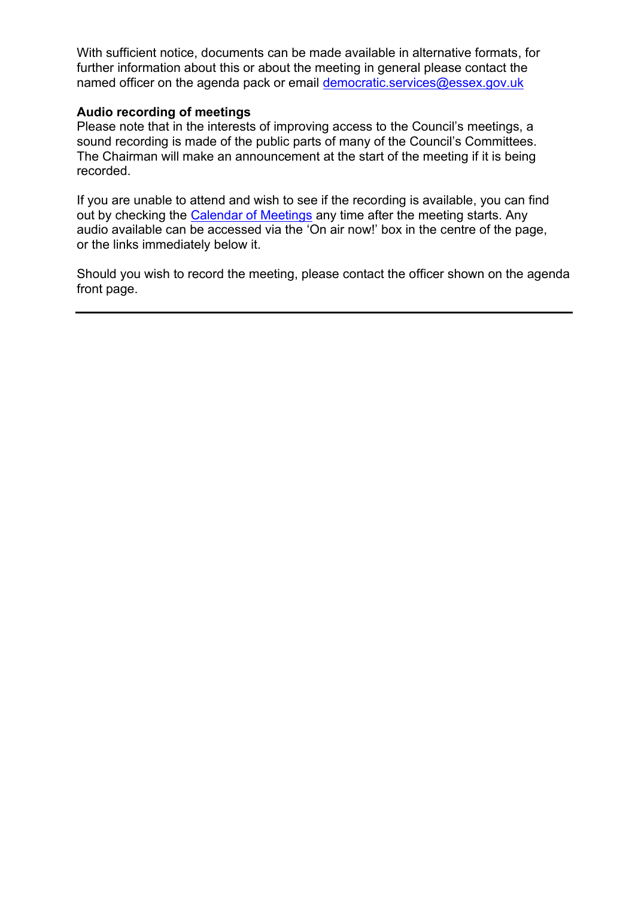With sufficient notice, documents can be made available in alternative formats, for further information about this or about the meeting in general please contact the named officer on the agenda pack or email democratic.services@essex.gov.uk

**Audio recording of meetings**

Please note that in the interests of improving access to the Council's meetings, a sound recording is made of the public parts of many of the Council's Committees. The Chairman will make an announcement at the start of the meeting if it is being recorded.

If you are unable to attend and wish to see if the recording is available, you can find out by checking the Calendar of Meetings any time after the meeting starts. Any audio available can be accessed via the 'On air now!' box in the centre of the page, or the links immediately below it.

Should you wish to record the meeting, please contact the officer shown on the agenda front page.

---